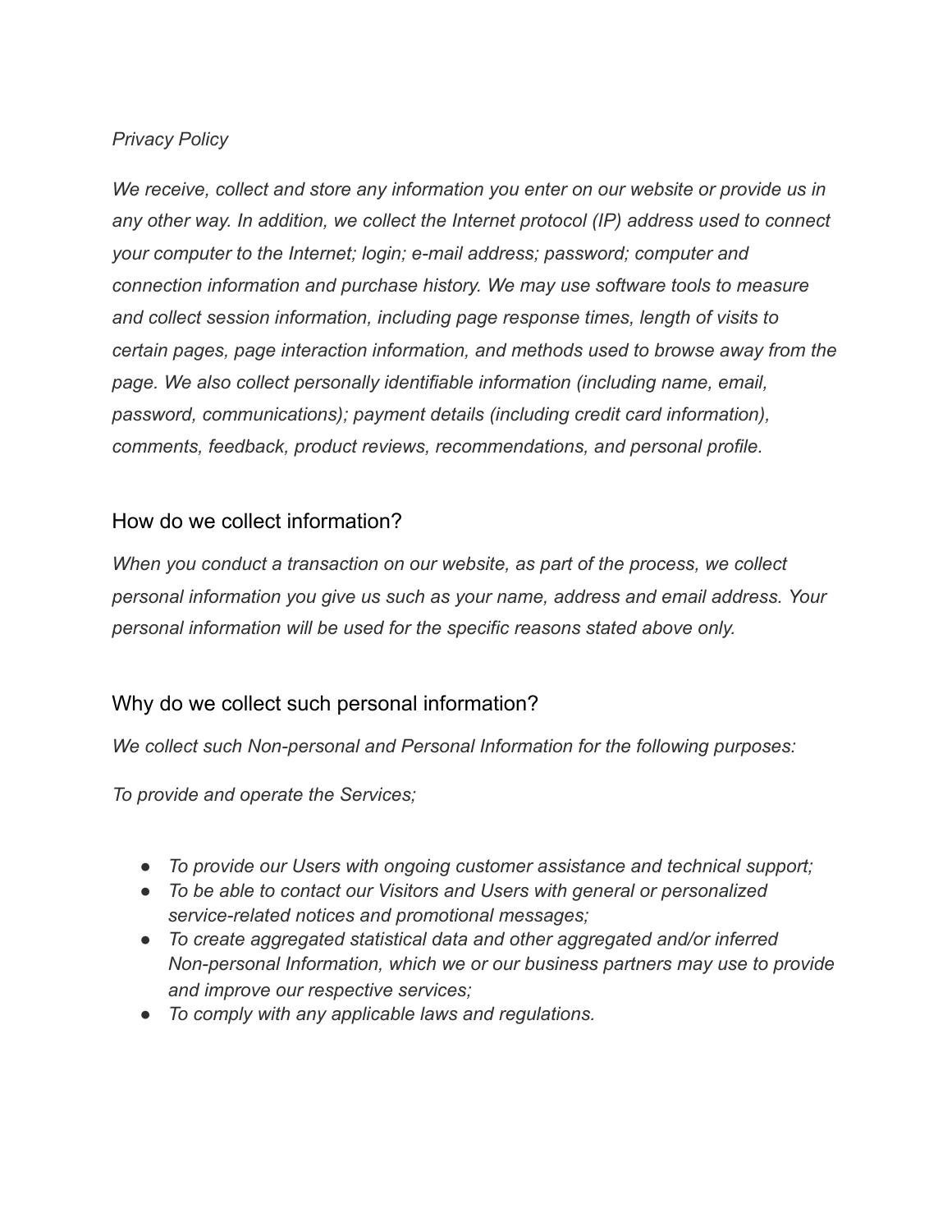*Privacy Policy*

*We receive, collect and store any information you enter on our website or provide us in any other way. In addition, we collect the Internet protocol (IP) address used to connect your computer to the Internet; login; e-mail address; password; computer and connection information and purchase history. We may use software tools to measure and collect session information, including page response times, length of visits to certain pages, page interaction information, and methods used to browse away from the page. We also collect personally identifiable information (including name, email, password, communications); payment details (including credit card information), comments, feedback, product reviews, recommendations, and personal profile.*

## How do we collect information?

*When you conduct a transaction on our website, as part of the process, we collect personal information you give us such as your name, address and email address. Your personal information will be used for the specific reasons stated above only.*

## Why do we collect such personal information?

*We collect such Non-personal and Personal Information for the following purposes:*

*To provide and operate the Services;*

- *To provide our Users with ongoing customer assistance and technical support;*
- *To be able to contact our Visitors and Users with general or personalized service-related notices and promotional messages;*
- *To create aggregated statistical data and other aggregated and/or inferred Non-personal Information, which we or our business partners may use to provide and improve our respective services;*
- *To comply with any applicable laws and regulations.*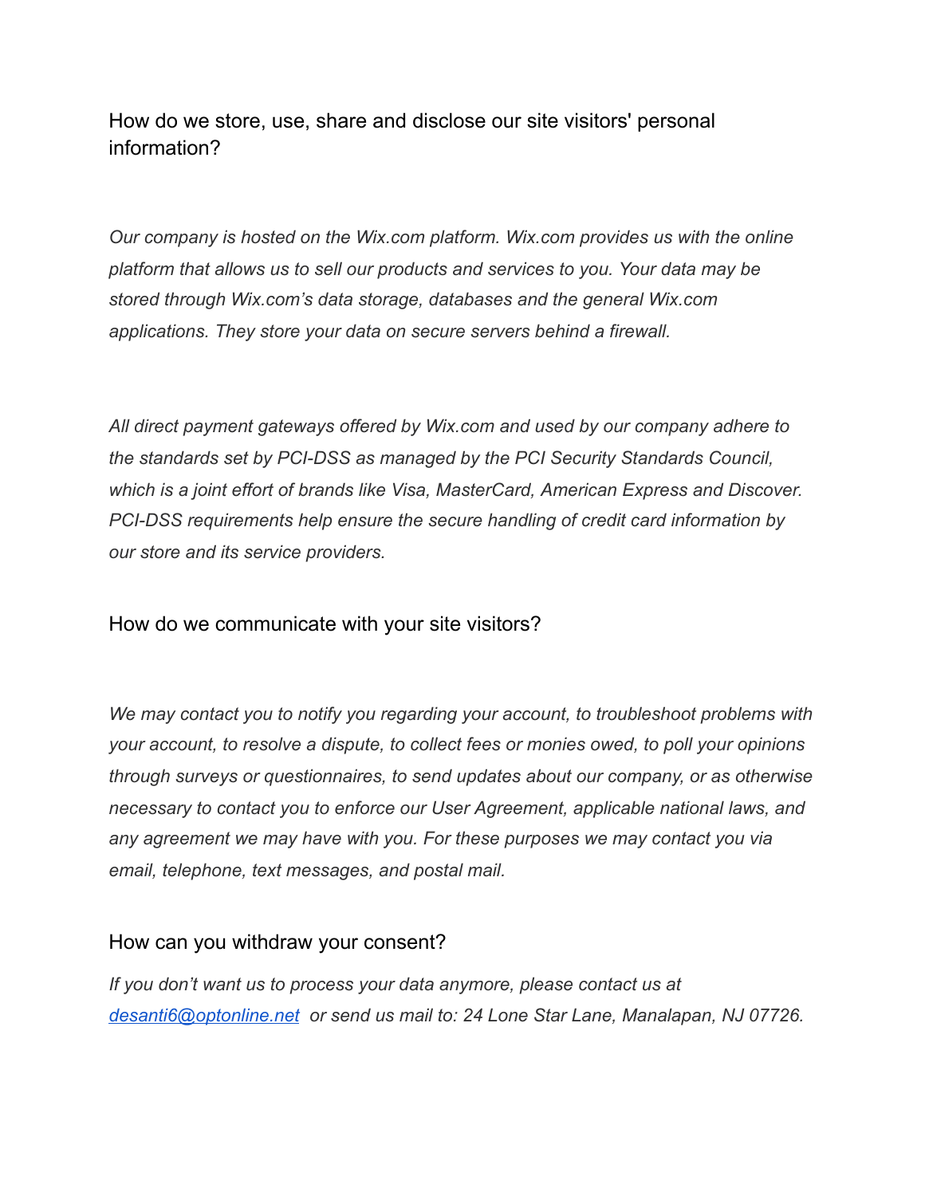## How do we store, use, share and disclose our site visitors' personal information?

*Our company is hosted on the Wix.com platform. Wix.com provides us with the online platform that allows us to sell our products and services to you. Your data may be stored through Wix.com's data storage, databases and the general Wix.com applications. They store your data on secure servers behind a firewall.*

*All direct payment gateways offered by Wix.com and used by our company adhere to the standards set by PCI-DSS as managed by the PCI Security Standards Council, which is a joint effort of brands like Visa, MasterCard, American Express and Discover. PCI-DSS requirements help ensure the secure handling of credit card information by our store and its service providers.*

## How do we communicate with your site visitors?

*We may contact you to notify you regarding your account, to troubleshoot problems with your account, to resolve a dispute, to collect fees or monies owed, to poll your opinions through surveys or questionnaires, to send updates about our company, or as otherwise necessary to contact you to enforce our User Agreement, applicable national laws, and any agreement we may have with you. For these purposes we may contact you via email, telephone, text messages, and postal mail.*

## How can you withdraw your consent?

*If you don't want us to process your data anymore, please contact us at [desanti6@optonline.net](mailto:desanti6@optonline.net) or send us mail to: 24 Lone Star Lane, Manalapan, NJ 07726.*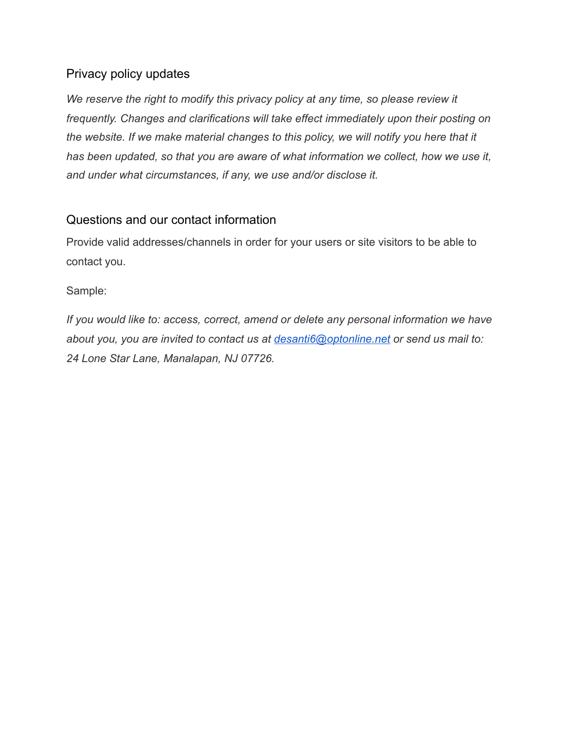## Privacy policy updates

*We reserve the right to modify this privacy policy at any time, so please review it frequently. Changes and clarifications will take effect immediately upon their posting on the website. If we make material changes to this policy, we will notify you here that it has been updated, so that you are aware of what information we collect, how we use it, and under what circumstances, if any, we use and/or disclose it.*

## Questions and our contact information

Provide valid addresses/channels in order for your users or site visitors to be able to contact you.

Sample:

*If you would like to: access, correct, amend or delete any personal information we have about you, you are invited to contact us at [desanti6@optonline.net](mailto:desanti6@optonline.net) or send us mail to: 24 Lone Star Lane, Manalapan, NJ 07726.*